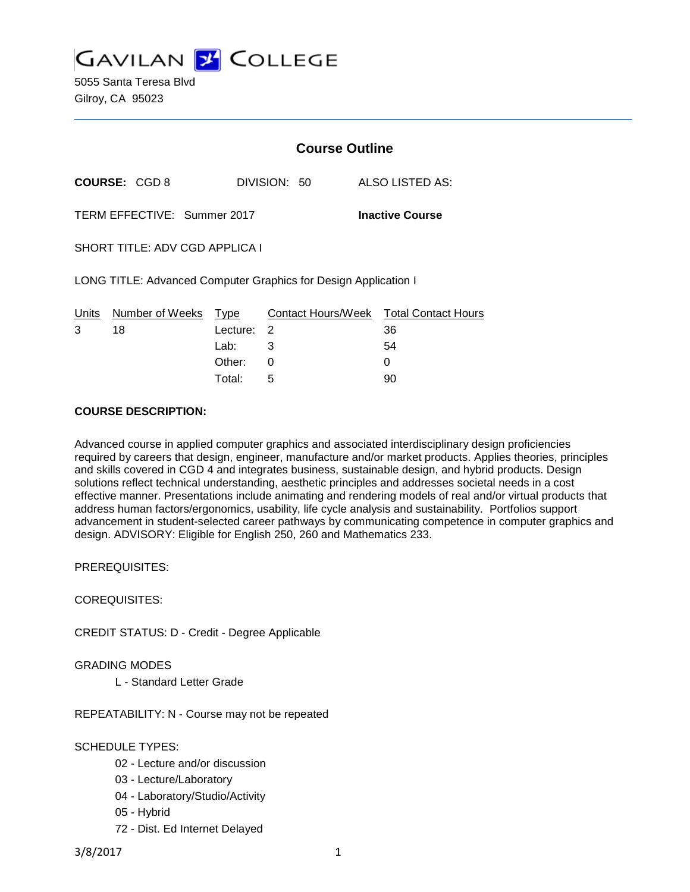# GAVILAN COLLEGE

5055 Santa Teresa Blvd
Gilroy, CA 95023

## Course Outline

**COURSE:** CGD 8 DIVISION: 50 ALSO LISTED AS:

TERM EFFECTIVE: Summer 2017 **Inactive Course**

SHORT TITLE: ADV CGD APPLICA I

LONG TITLE: Advanced Computer Graphics for Design Application I

| Units | Number of Weeks | Type | Contact Hours/Week | Total Contact Hours |
|---|---|---|---|---|
| 3 | 18 | Lecture: | 2 | 36 |
| | | Lab: | 3 | 54 |
| | | Other: | 0 | 0 |
| | | Total: | 5 | 90 |

**COURSE DESCRIPTION:**

Advanced course in applied computer graphics and associated interdisciplinary design proficiencies required by careers that design, engineer, manufacture and/or market products. Applies theories, principles and skills covered in CGD 4 and integrates business, sustainable design, and hybrid products. Design solutions reflect technical understanding, aesthetic principles and addresses societal needs in a cost effective manner. Presentations include animating and rendering models of real and/or virtual products that address human factors/ergonomics, usability, life cycle analysis and sustainability. Portfolios support advancement in student-selected career pathways by communicating competence in computer graphics and design. ADVISORY: Eligible for English 250, 260 and Mathematics 233.

PREREQUISITES:

COREQUISITES:

CREDIT STATUS: D - Credit - Degree Applicable

GRADING MODES

- L - Standard Letter Grade

REPEATABILITY: N - Course may not be repeated

SCHEDULE TYPES:

- 02 - Lecture and/or discussion
- 03 - Lecture/Laboratory
- 04 - Laboratory/Studio/Activity
- 05 - Hybrid
- 72 - Dist. Ed Internet Delayed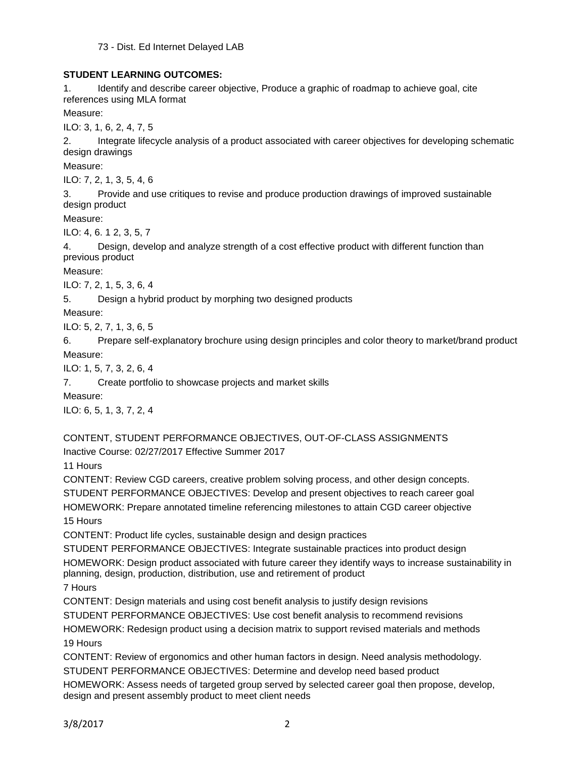73 - Dist. Ed Internet Delayed LAB

**STUDENT LEARNING OUTCOMES:**

1. Identify and describe career objective, Produce a graphic of roadmap to achieve goal, cite references using MLA format

Measure:

ILO: 3, 1, 6, 2, 4, 7, 5

2. Integrate lifecycle analysis of a product associated with career objectives for developing schematic design drawings

Measure:

ILO: 7, 2, 1, 3, 5, 4, 6

3. Provide and use critiques to revise and produce production drawings of improved sustainable design product

Measure:

ILO: 4, 6. 1 2, 3, 5, 7

4. Design, develop and analyze strength of a cost effective product with different function than previous product

Measure:

ILO: 7, 2, 1, 5, 3, 6, 4

5. Design a hybrid product by morphing two designed products

Measure:

ILO: 5, 2, 7, 1, 3, 6, 5

6. Prepare self-explanatory brochure using design principles and color theory to market/brand product

Measure:

ILO: 1, 5, 7, 3, 2, 6, 4

7. Create portfolio to showcase projects and market skills

Measure:

ILO: 6, 5, 1, 3, 7, 2, 4

CONTENT, STUDENT PERFORMANCE OBJECTIVES, OUT-OF-CLASS ASSIGNMENTS

Inactive Course: 02/27/2017 Effective Summer 2017

11 Hours

CONTENT: Review CGD careers, creative problem solving process, and other design concepts.

STUDENT PERFORMANCE OBJECTIVES: Develop and present objectives to reach career goal

HOMEWORK: Prepare annotated timeline referencing milestones to attain CGD career objective

15 Hours

CONTENT: Product life cycles, sustainable design and design practices

STUDENT PERFORMANCE OBJECTIVES: Integrate sustainable practices into product design

HOMEWORK: Design product associated with future career they identify ways to increase sustainability in planning, design, production, distribution, use and retirement of product

7 Hours

CONTENT: Design materials and using cost benefit analysis to justify design revisions

STUDENT PERFORMANCE OBJECTIVES: Use cost benefit analysis to recommend revisions

HOMEWORK: Redesign product using a decision matrix to support revised materials and methods

19 Hours

CONTENT: Review of ergonomics and other human factors in design. Need analysis methodology.

STUDENT PERFORMANCE OBJECTIVES: Determine and develop need based product

HOMEWORK: Assess needs of targeted group served by selected career goal then propose, develop, design and present assembly product to meet client needs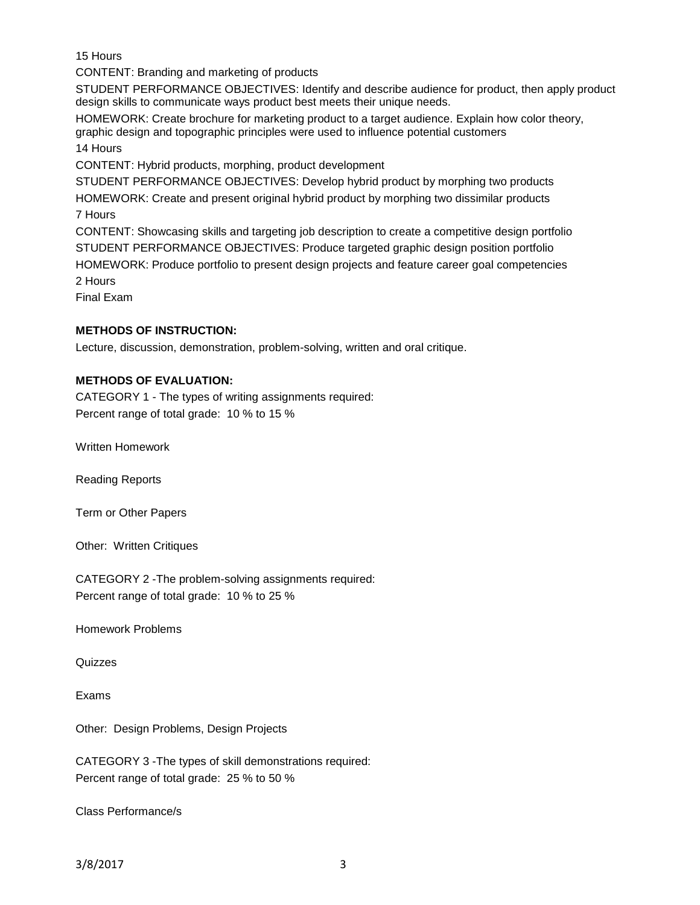15 Hours

CONTENT: Branding and marketing of products

STUDENT PERFORMANCE OBJECTIVES: Identify and describe audience for product, then apply product design skills to communicate ways product best meets their unique needs.

HOMEWORK: Create brochure for marketing product to a target audience. Explain how color theory, graphic design and topographic principles were used to influence potential customers

14 Hours

CONTENT: Hybrid products, morphing, product development

STUDENT PERFORMANCE OBJECTIVES: Develop hybrid product by morphing two products

HOMEWORK: Create and present original hybrid product by morphing two dissimilar products

7 Hours

CONTENT: Showcasing skills and targeting job description to create a competitive design portfolio

STUDENT PERFORMANCE OBJECTIVES: Produce targeted graphic design position portfolio

HOMEWORK: Produce portfolio to present design projects and feature career goal competencies

2 Hours

Final Exam

**METHODS OF INSTRUCTION:**

Lecture, discussion, demonstration, problem-solving, written and oral critique.

**METHODS OF EVALUATION:**

CATEGORY 1 - The types of writing assignments required:
Percent range of total grade: 10 % to 15 %

Written Homework

Reading Reports

Term or Other Papers

Other: Written Critiques

CATEGORY 2 -The problem-solving assignments required:
Percent range of total grade: 10 % to 25 %

Homework Problems

Quizzes

Exams

Other: Design Problems, Design Projects

CATEGORY 3 -The types of skill demonstrations required:
Percent range of total grade: 25 % to 50 %

Class Performance/s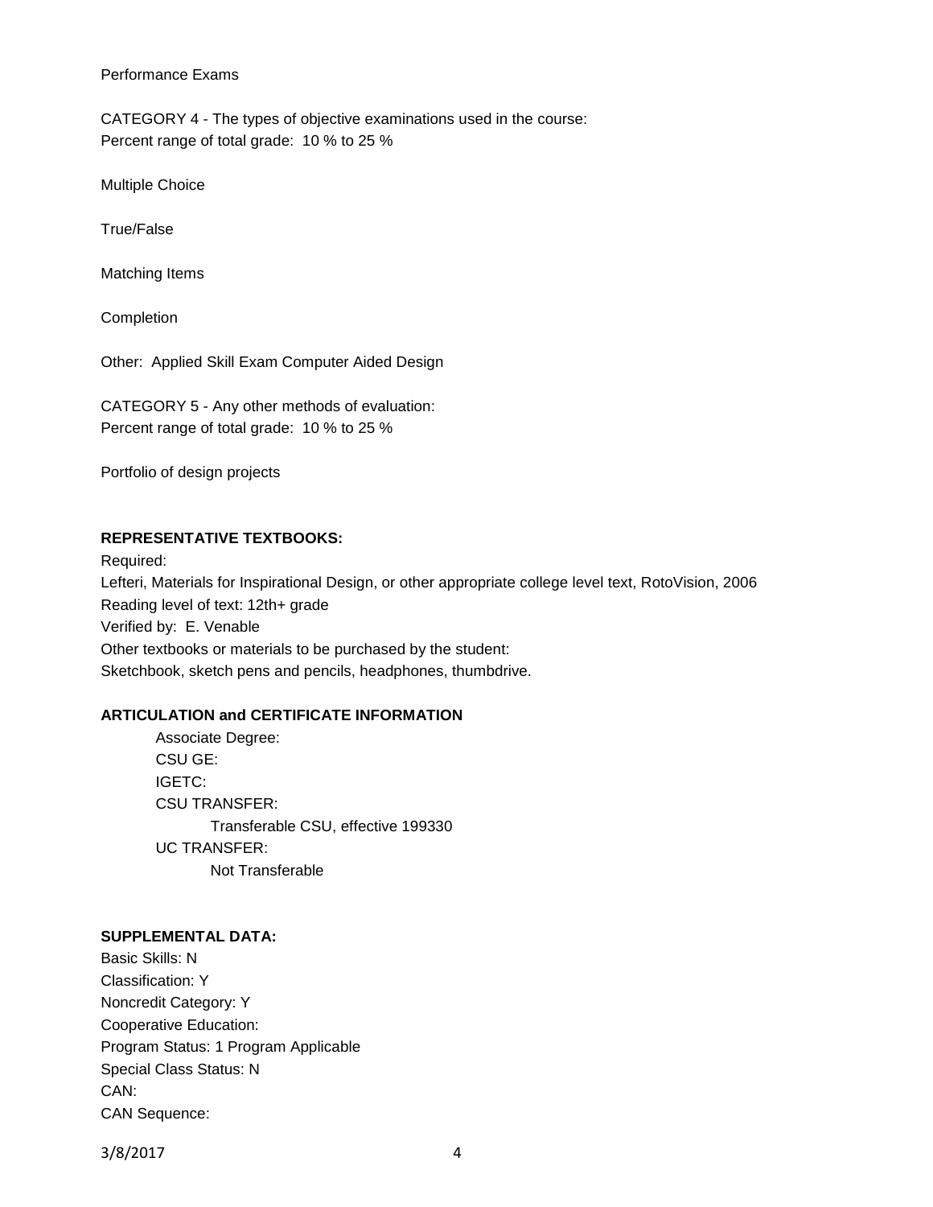Performance Exams

CATEGORY 4 - The types of objective examinations used in the course:
Percent range of total grade: 10 % to 25 %

Multiple Choice

True/False

Matching Items

Completion

Other: Applied Skill Exam Computer Aided Design

CATEGORY 5 - Any other methods of evaluation:
Percent range of total grade: 10 % to 25 %

Portfolio of design projects

**REPRESENTATIVE TEXTBOOKS:**

Required:
Lefteri, Materials for Inspirational Design, or other appropriate college level text, RotoVision, 2006
Reading level of text: 12th+ grade
Verified by: E. Venable
Other textbooks or materials to be purchased by the student:
Sketchbook, sketch pens and pencils, headphones, thumbdrive.

**ARTICULATION and CERTIFICATE INFORMATION**

Associate Degree:
CSU GE:
IGETC:
CSU TRANSFER:
  Transferable CSU, effective 199330
UC TRANSFER:
  Not Transferable

**SUPPLEMENTAL DATA:**

Basic Skills: N
Classification: Y
Noncredit Category: Y
Cooperative Education:
Program Status: 1 Program Applicable
Special Class Status: N
CAN:
CAN Sequence: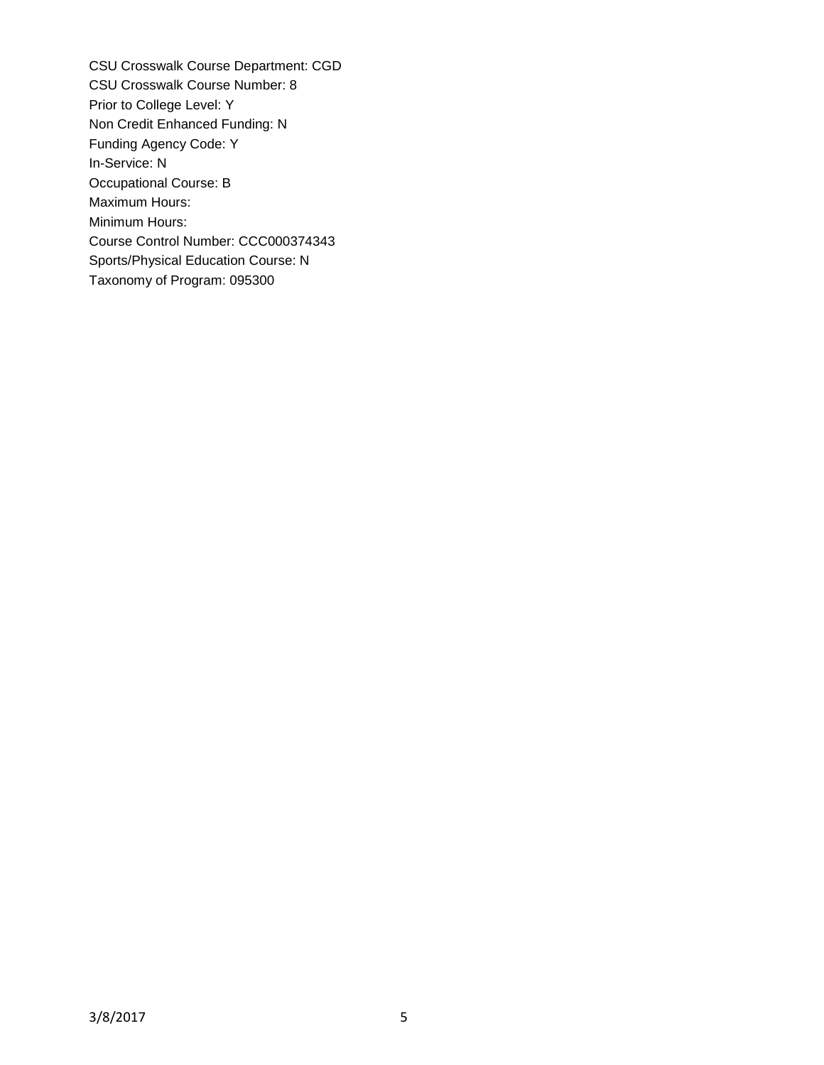CSU Crosswalk Course Department: CGD
CSU Crosswalk Course Number: 8
Prior to College Level: Y
Non Credit Enhanced Funding: N
Funding Agency Code: Y
In-Service: N
Occupational Course: B
Maximum Hours:
Minimum Hours:
Course Control Number: CCC000374343
Sports/Physical Education Course: N
Taxonomy of Program: 095300